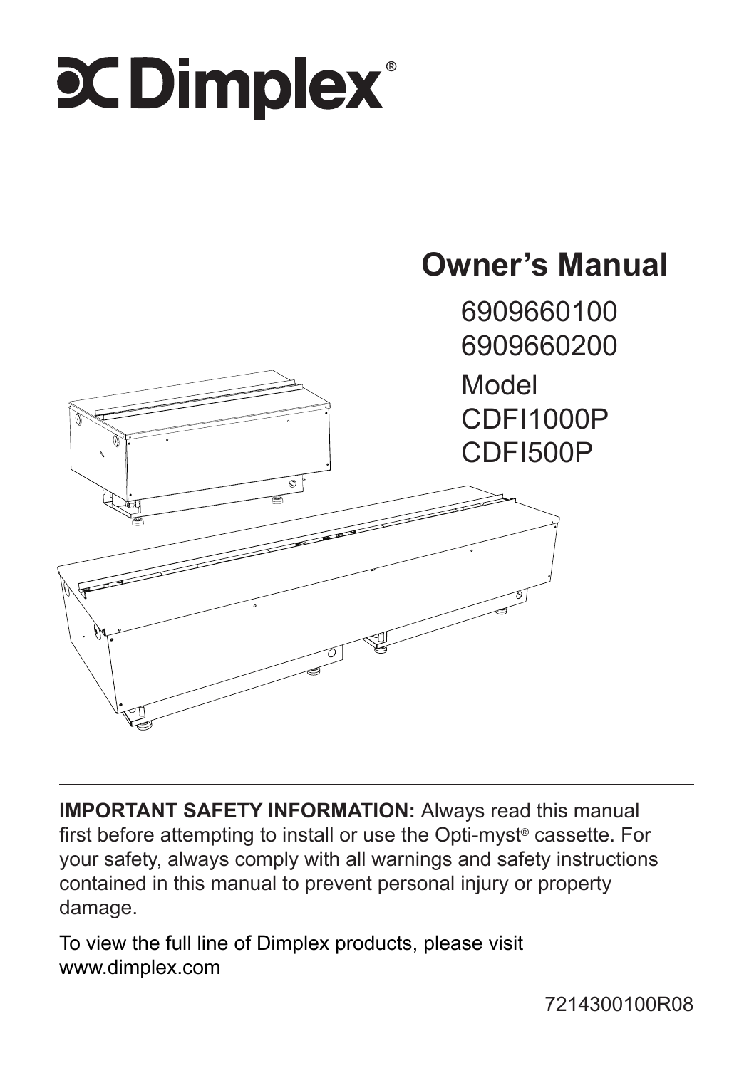# Dimplex®

## Owner's Manual

6909660100
6909660200

Model
CDFI1000P
CDFI500P

**IMPORTANT SAFETY INFORMATION:** Always read this manual first before attempting to install or use the Opti-myst® cassette. For your safety, always comply with all warnings and safety instructions contained in this manual to prevent personal injury or property damage.

To view the full line of Dimplex products, please visit www.dimplex.com

7214300100R08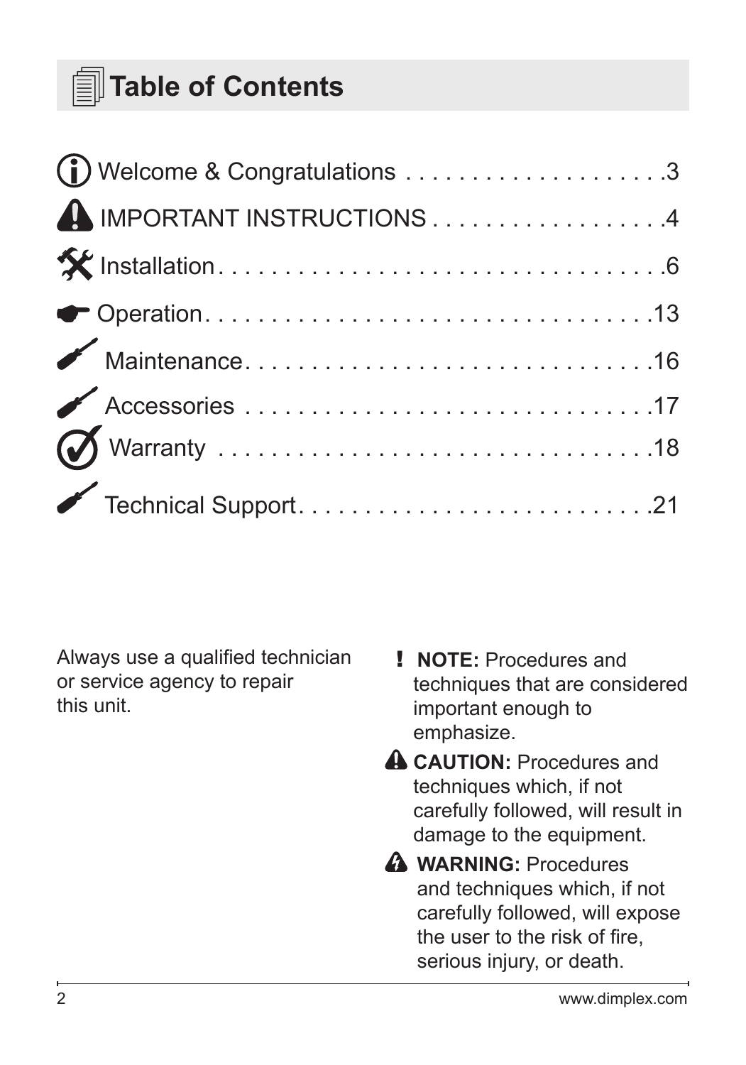# Table of Contents

| Section | Page |
| --- | --- |
| Welcome & Congratulations | 3 |
| IMPORTANT INSTRUCTIONS | 4 |
| Installation | 6 |
| Operation | 13 |
| Maintenance | 16 |
| Accessories | 17 |
| Warranty | 18 |
| Technical Support | 21 |

Always use a qualified technician or service agency to repair this unit.

! **NOTE:** Procedures and techniques that are considered important enough to emphasize.

**CAUTION:** Procedures and techniques which, if not carefully followed, will result in damage to the equipment.

**WARNING:** Procedures and techniques which, if not carefully followed, will expose the user to the risk of fire, serious injury, or death.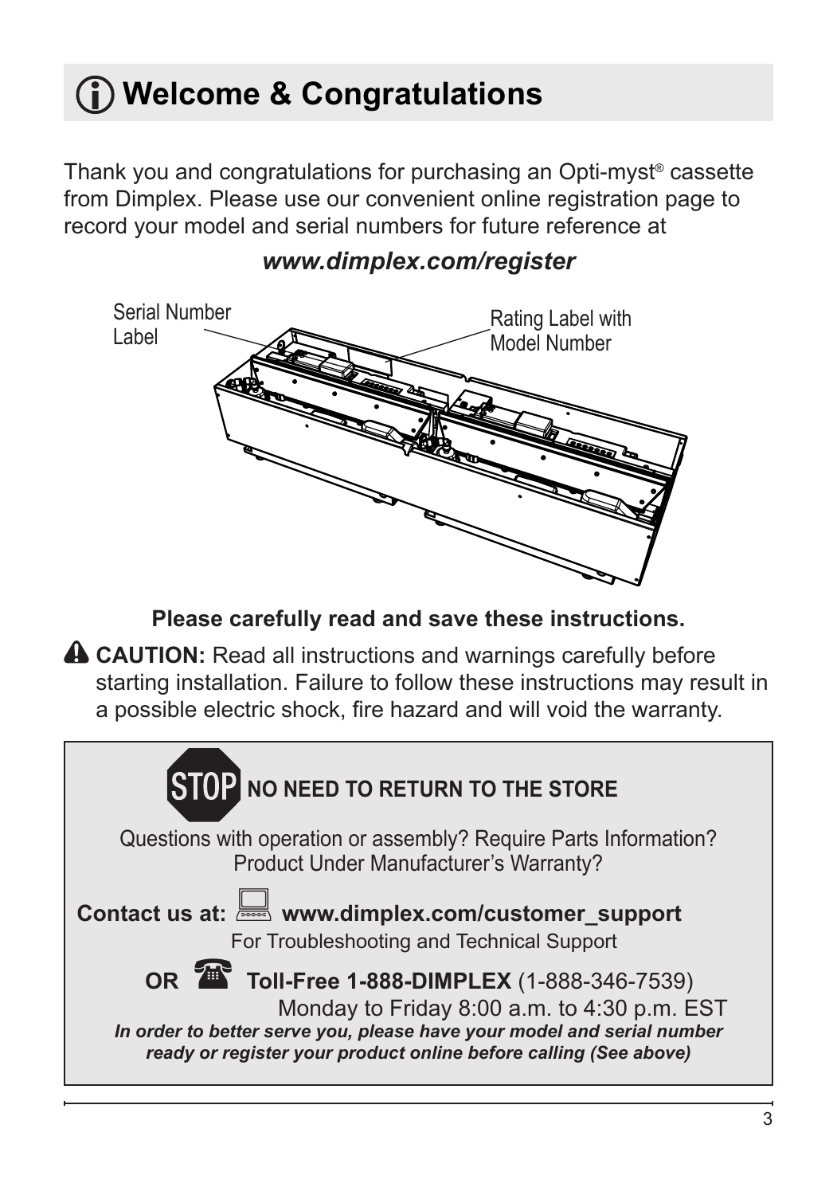# Welcome & Congratulations

Thank you and congratulations for purchasing an Opti-myst® cassette from Dimplex. Please use our convenient online registration page to record your model and serial numbers for future reference at

***www.dimplex.com/register***

Serial Number Label

Rating Label with Model Number

**Please carefully read and save these instructions.**

**CAUTION:** Read all instructions and warnings carefully before starting installation. Failure to follow these instructions may result in a possible electric shock, fire hazard and will void the warranty.

**STOP NO NEED TO RETURN TO THE STORE**

Questions with operation or assembly? Require Parts Information? Product Under Manufacturer's Warranty?

**Contact us at: www.dimplex.com/customer_support**

For Troubleshooting and Technical Support

**OR Toll-Free 1-888-DIMPLEX** (1-888-346-7539)

Monday to Friday 8:00 a.m. to 4:30 p.m. EST

***In order to better serve you, please have your model and serial number ready or register your product online before calling (See above)***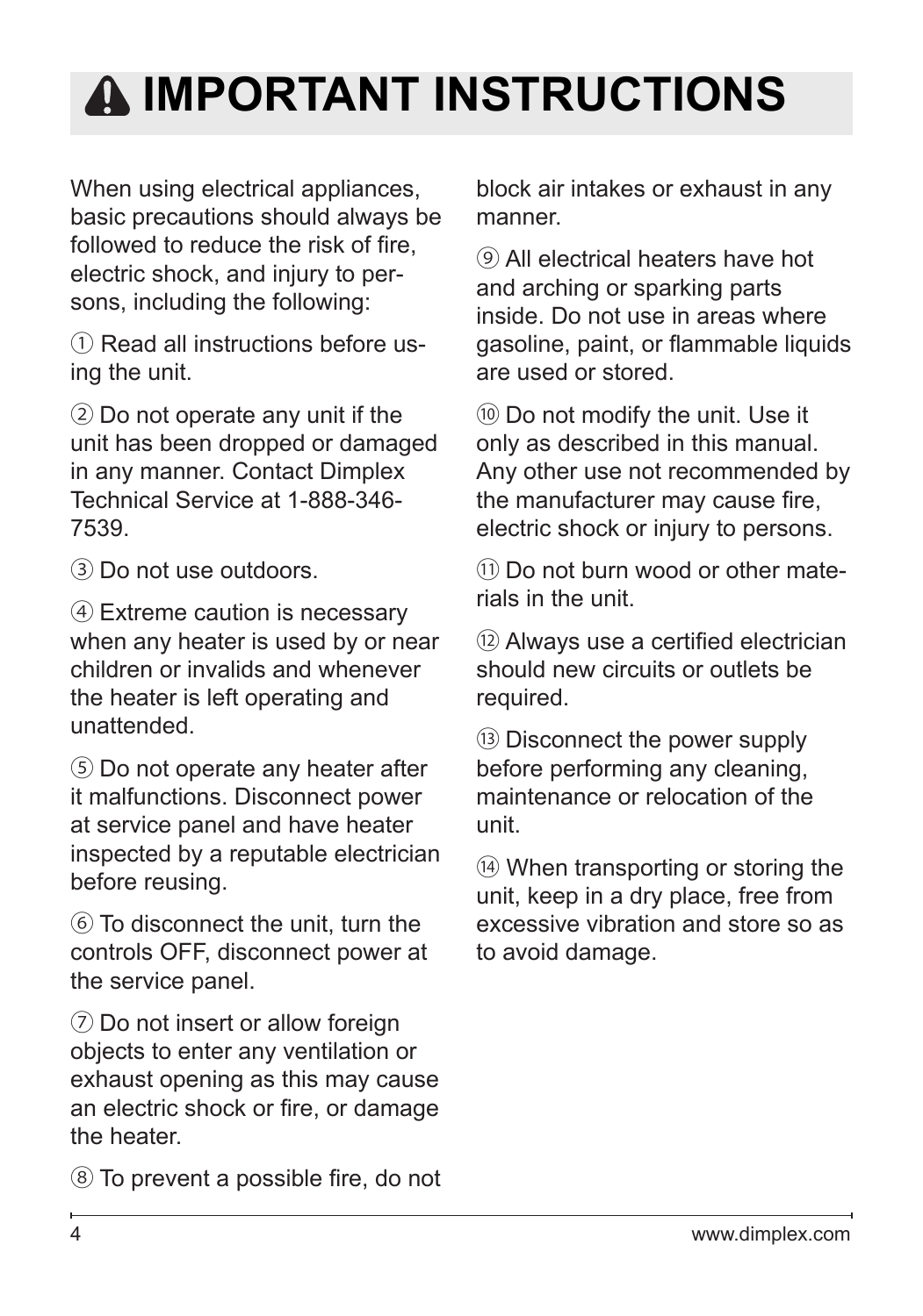# ⚠ IMPORTANT INSTRUCTIONS

When using electrical appliances, basic precautions should always be followed to reduce the risk of fire, electric shock, and injury to persons, including the following:

① Read all instructions before using the unit.

② Do not operate any unit if the unit has been dropped or damaged in any manner. Contact Dimplex Technical Service at 1-888-346-7539.

③ Do not use outdoors.

④ Extreme caution is necessary when any heater is used by or near children or invalids and whenever the heater is left operating and unattended.

⑤ Do not operate any heater after it malfunctions. Disconnect power at service panel and have heater inspected by a reputable electrician before reusing.

⑥ To disconnect the unit, turn the controls OFF, disconnect power at the service panel.

⑦ Do not insert or allow foreign objects to enter any ventilation or exhaust opening as this may cause an electric shock or fire, or damage the heater.

⑧ To prevent a possible fire, do not block air intakes or exhaust in any manner.

⑨ All electrical heaters have hot and arching or sparking parts inside. Do not use in areas where gasoline, paint, or flammable liquids are used or stored.

⑩ Do not modify the unit. Use it only as described in this manual. Any other use not recommended by the manufacturer may cause fire, electric shock or injury to persons.

⑪ Do not burn wood or other materials in the unit.

⑫ Always use a certified electrician should new circuits or outlets be required.

⑬ Disconnect the power supply before performing any cleaning, maintenance or relocation of the unit.

⑭ When transporting or storing the unit, keep in a dry place, free from excessive vibration and store so as to avoid damage.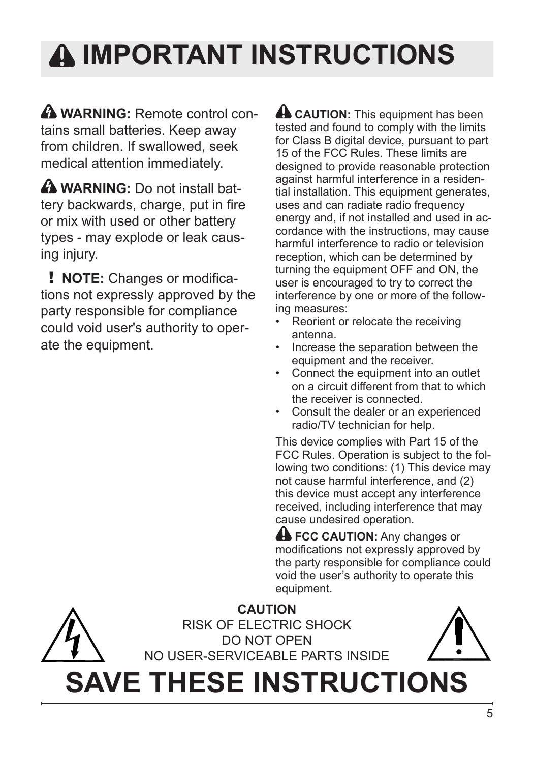# IMPORTANT INSTRUCTIONS

**WARNING:** Remote control contains small batteries. Keep away from children. If swallowed, seek medical attention immediately.

**WARNING:** Do not install battery backwards, charge, put in fire or mix with used or other battery types - may explode or leak causing injury.

**! NOTE:** Changes or modifications not expressly approved by the party responsible for compliance could void user's authority to operate the equipment.

**CAUTION:** This equipment has been tested and found to comply with the limits for Class B digital device, pursuant to part 15 of the FCC Rules. These limits are designed to provide reasonable protection against harmful interference in a residential installation. This equipment generates, uses and can radiate radio frequency energy and, if not installed and used in accordance with the instructions, may cause harmful interference to radio or television reception, which can be determined by turning the equipment OFF and ON, the user is encouraged to try to correct the interference by one or more of the following measures:

- Reorient or relocate the receiving antenna.
- Increase the separation between the equipment and the receiver.
- Connect the equipment into an outlet on a circuit different from that to which the receiver is connected.
- Consult the dealer or an experienced radio/TV technician for help.

This device complies with Part 15 of the FCC Rules. Operation is subject to the following two conditions: (1) This device may not cause harmful interference, and (2) this device must accept any interference received, including interference that may cause undesired operation.

**FCC CAUTION:** Any changes or modifications not expressly approved by the party responsible for compliance could void the user's authority to operate this equipment.

**CAUTION**
RISK OF ELECTRIC SHOCK
DO NOT OPEN
NO USER-SERVICEABLE PARTS INSIDE

# SAVE THESE INSTRUCTIONS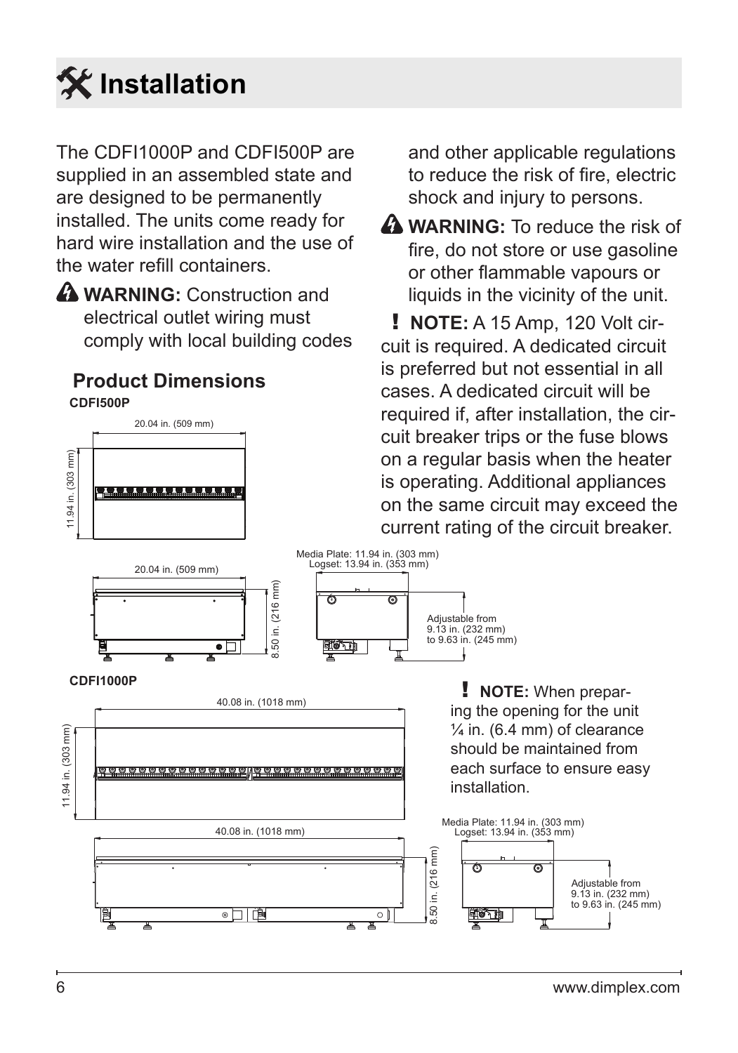# Installation

The CDFI1000P and CDFI500P are supplied in an assembled state and are designed to be permanently installed. The units come ready for hard wire installation and the use of the water refill containers.

**WARNING:** Construction and electrical outlet wiring must comply with local building codes and other applicable regulations to reduce the risk of fire, electric shock and injury to persons.

**WARNING:** To reduce the risk of fire, do not store or use gasoline or other flammable vapours or liquids in the vicinity of the unit.

**NOTE:** A 15 Amp, 120 Volt circuit is required. A dedicated circuit is preferred but not essential in all cases. A dedicated circuit will be required if, after installation, the circuit breaker trips or the fuse blows on a regular basis when the heater is operating. Additional appliances on the same circuit may exceed the current rating of the circuit breaker.

## Product Dimensions

**CDFI500P**

20.04 in. (509 mm)

11.94 in. (303 mm)

20.04 in. (509 mm)

8.50 in. (216 mm)

Media Plate: 11.94 in. (303 mm)
Logset: 13.94 in. (353 mm)

Adjustable from 9.13 in. (232 mm) to 9.63 in. (245 mm)

**CDFI1000P**

40.08 in. (1018 mm)

11.94 in. (303 mm)

40.08 in. (1018 mm)

8.50 in. (216 mm)

Media Plate: 11.94 in. (303 mm)
Logset: 13.94 in. (353 mm)

Adjustable from 9.13 in. (232 mm) to 9.63 in. (245 mm)

**NOTE:** When preparing the opening for the unit ¼ in. (6.4 mm) of clearance should be maintained from each surface to ensure easy installation.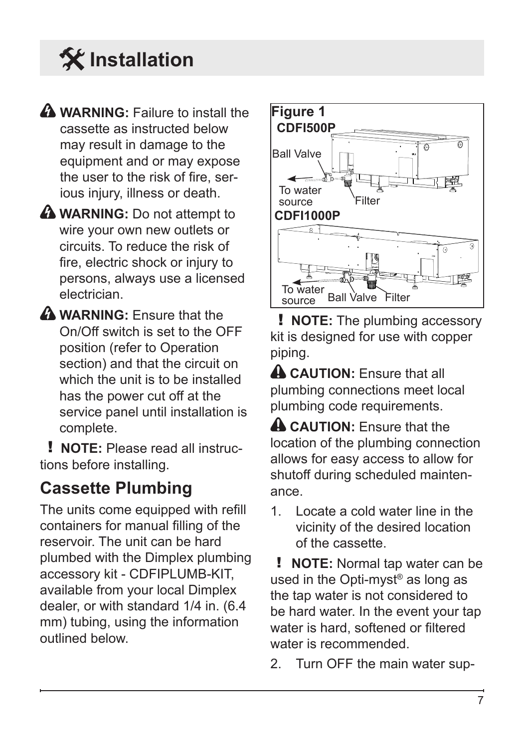# Installation

**WARNING:** Failure to install the cassette as instructed below may result in damage to the equipment and or may expose the user to the risk of fire, serious injury, illness or death.

**WARNING:** Do not attempt to wire your own new outlets or circuits. To reduce the risk of fire, electric shock or injury to persons, always use a licensed electrician.

**WARNING:** Ensure that the On/Off switch is set to the OFF position (refer to Operation section) and that the circuit on which the unit is to be installed has the power cut off at the service panel until installation is complete.

**! NOTE:** Please read all instructions before installing.

## Cassette Plumbing

The units come equipped with refill containers for manual filling of the reservoir. The unit can be hard plumbed with the Dimplex plumbing accessory kit - CDFIPLUMB-KIT, available from your local Dimplex dealer, or with standard 1/4 in. (6.4 mm) tubing, using the information outlined below.

**Figure 1**

**CDFI500P**

Ball Valve

To water source

Filter

**CDFI1000P**

To water source

Ball Valve

Filter

**! NOTE:** The plumbing accessory kit is designed for use with copper piping.

**CAUTION:** Ensure that all plumbing connections meet local plumbing code requirements.

**CAUTION:** Ensure that the location of the plumbing connection allows for easy access to allow for shutoff during scheduled maintenance.

1. Locate a cold water line in the vicinity of the desired location of the cassette.

**! NOTE:** Normal tap water can be used in the Opti-myst® as long as the tap water is not considered to be hard water. In the event your tap water is hard, softened or filtered water is recommended.

2. Turn OFF the main water sup-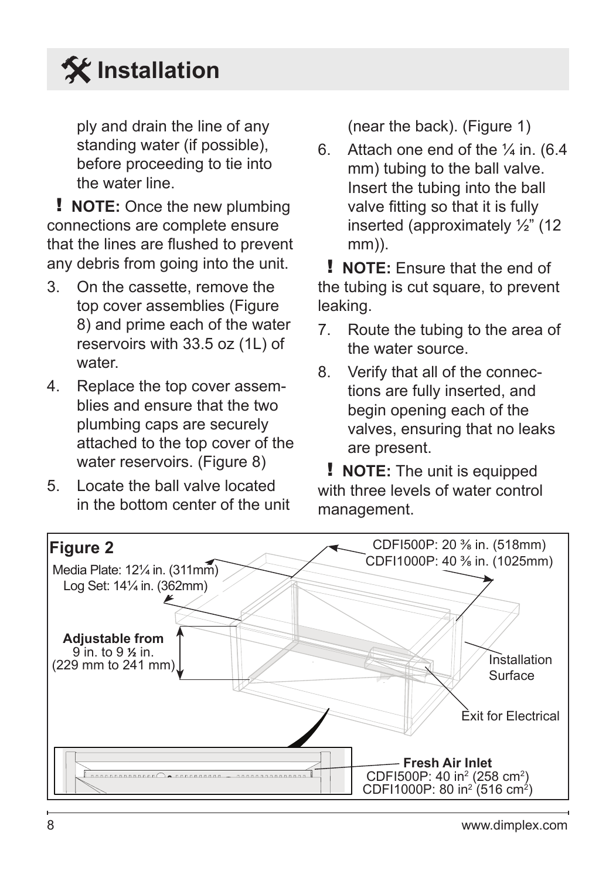# Installation

ply and drain the line of any standing water (if possible), before proceeding to tie into the water line.

**! NOTE:** Once the new plumbing connections are complete ensure that the lines are flushed to prevent any debris from going into the unit.

3. On the cassette, remove the top cover assemblies (Figure 8) and prime each of the water reservoirs with 33.5 oz (1L) of water.
4. Replace the top cover assemblies and ensure that the two plumbing caps are securely attached to the top cover of the water reservoirs. (Figure 8)
5. Locate the ball valve located in the bottom center of the unit (near the back). (Figure 1)
6. Attach one end of the ¼ in. (6.4 mm) tubing to the ball valve. Insert the tubing into the ball valve fitting so that it is fully inserted (approximately ½" (12 mm)).

**! NOTE:** Ensure that the end of the tubing is cut square, to prevent leaking.

7. Route the tubing to the area of the water source.
8. Verify that all of the connections are fully inserted, and begin opening each of the valves, ensuring that no leaks are present.

**! NOTE:** The unit is equipped with three levels of water control management.

**Figure 2**

Media Plate: 12¼ in. (311mm)
Log Set: 14¼ in. (362mm)

CDFI500P: 20 ⅜ in. (518mm)
CDFI1000P: 40 ⅜ in. (1025mm)

**Adjustable from** 9 in. to 9 ½ in. (229 mm to 241 mm)

Installation Surface

Exit for Electrical

**Fresh Air Inlet**
CDFI500P: 40 $in^2$ (258 $cm^2$)
CDFI1000P: 80 $in^2$ (516 $cm^2$)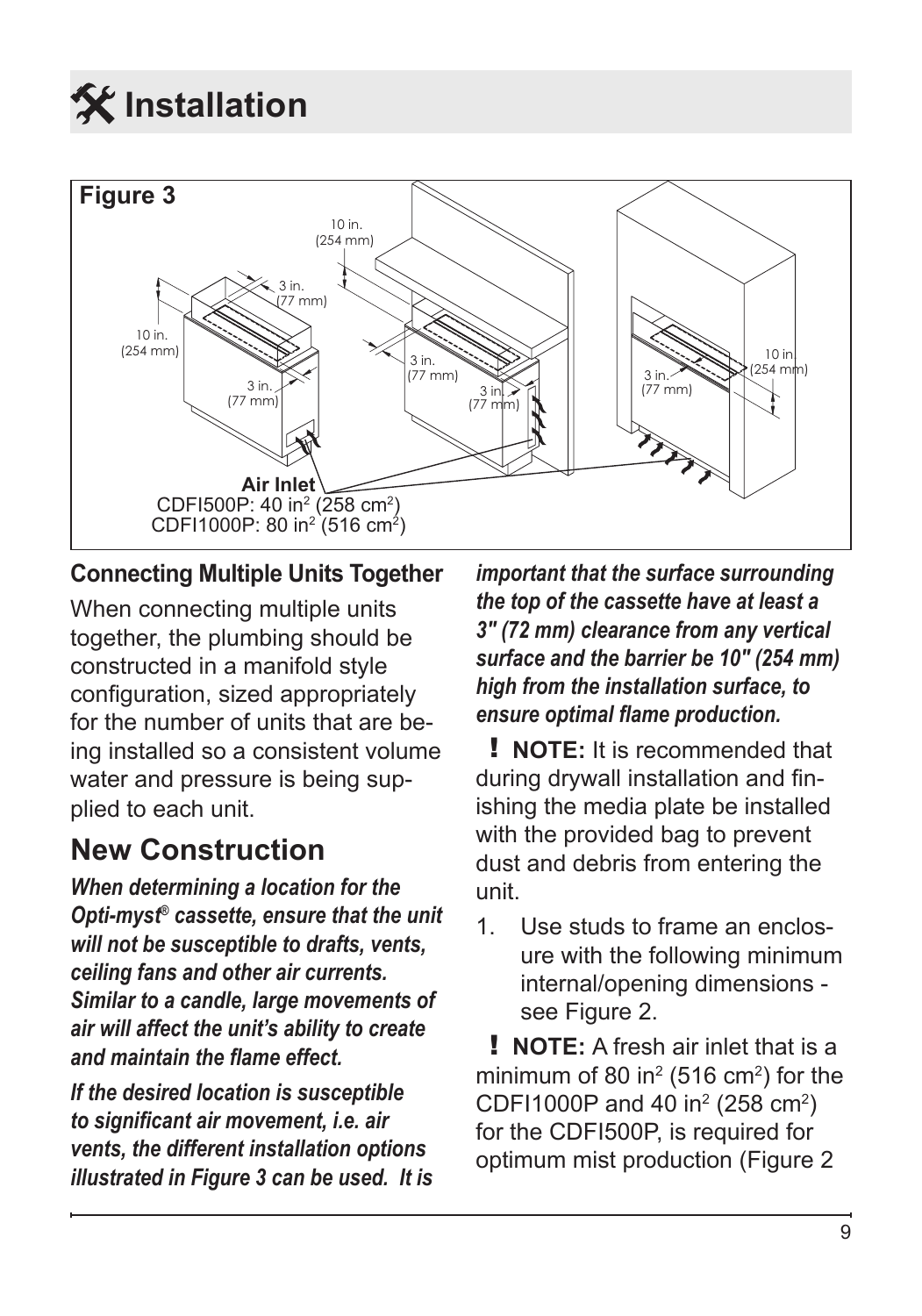# Installation

**Figure 3**

Air Inlet
CDFI500P: 40 in$^2$ (258 cm$^2$)
CDFI1000P: 80 in$^2$ (516 cm$^2$)

### Connecting Multiple Units Together

When connecting multiple units together, the plumbing should be constructed in a manifold style configuration, sized appropriately for the number of units that are being installed so a consistent volume water and pressure is being supplied to each unit.

## New Construction

***When determining a location for the Opti-myst® cassette, ensure that the unit will not be susceptible to drafts, vents, ceiling fans and other air currents. Similar to a candle, large movements of air will affect the unit's ability to create and maintain the flame effect.***

***If the desired location is susceptible to significant air movement, i.e. air vents, the different installation options illustrated in Figure 3 can be used. It is important that the surface surrounding the top of the cassette have at least a 3" (72 mm) clearance from any vertical surface and the barrier be 10" (254 mm) high from the installation surface, to ensure optimal flame production.***

**! NOTE:** It is recommended that during drywall installation and finishing the media plate be installed with the provided bag to prevent dust and debris from entering the unit.

1. Use studs to frame an enclosure with the following minimum internal/opening dimensions - see Figure 2.

**! NOTE:** A fresh air inlet that is a minimum of 80 in$^2$ (516 cm$^2$) for the CDFI1000P and 40 in$^2$ (258 cm$^2$) for the CDFI500P, is required for optimum mist production (Figure 2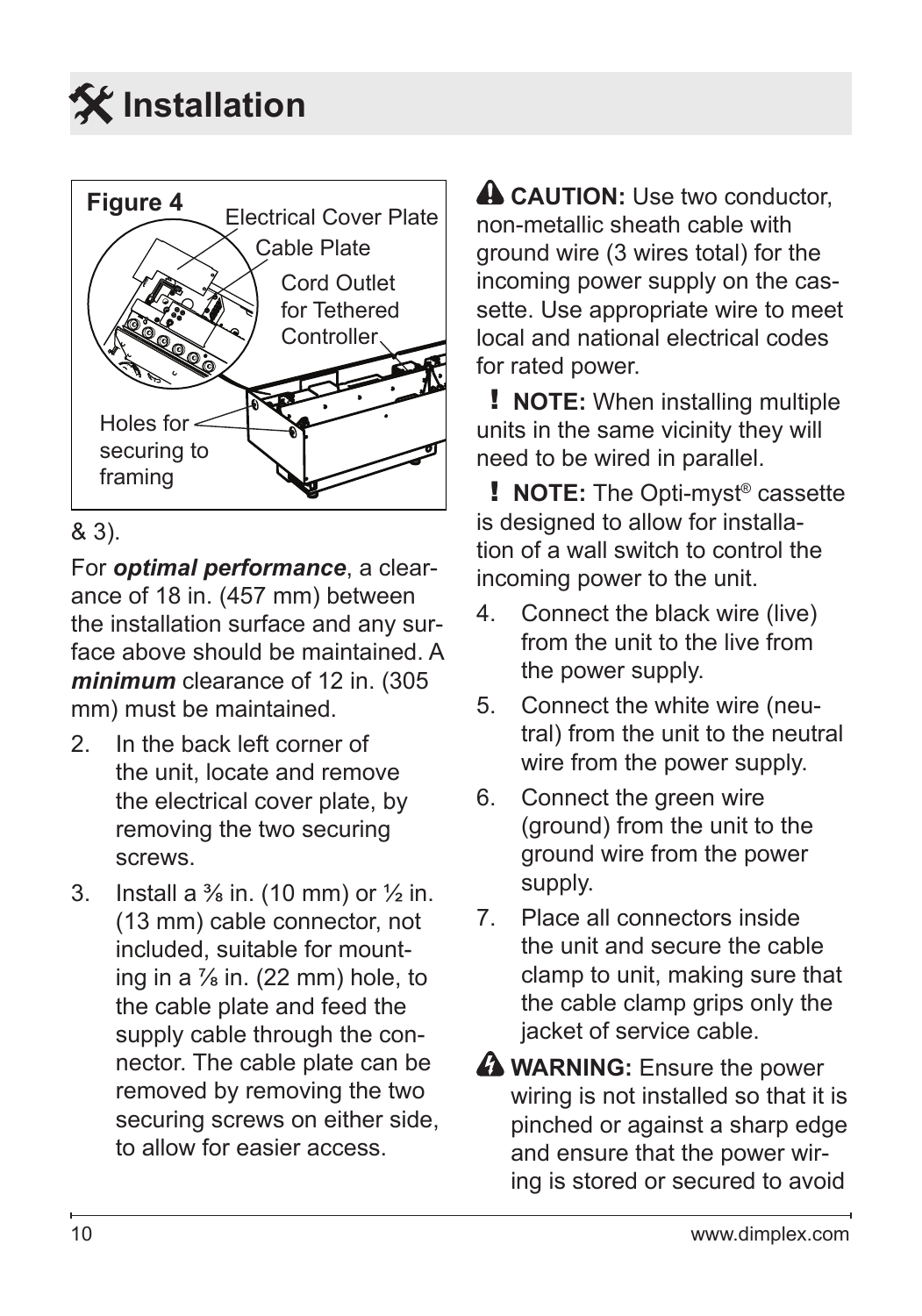# Installation

Figure 4

Electrical Cover Plate

Cable Plate

Cord Outlet for Tethered Controller

Holes for securing to framing

& 3).

For ***optimal performance***, a clearance of 18 in. (457 mm) between the installation surface and any surface above should be maintained. A ***minimum*** clearance of 12 in. (305 mm) must be maintained.

2. In the back left corner of the unit, locate and remove the electrical cover plate, by removing the two securing screws.
3. Install a ⅜ in. (10 mm) or ½ in. (13 mm) cable connector, not included, suitable for mounting in a ⅞ in. (22 mm) hole, to the cable plate and feed the supply cable through the connector. The cable plate can be removed by removing the two securing screws on either side, to allow for easier access.

**CAUTION:** Use two conductor, non-metallic sheath cable with ground wire (3 wires total) for the incoming power supply on the cassette. Use appropriate wire to meet local and national electrical codes for rated power.

**! NOTE:** When installing multiple units in the same vicinity they will need to be wired in parallel.

**! NOTE:** The Opti-myst® cassette is designed to allow for installation of a wall switch to control the incoming power to the unit.

4. Connect the black wire (live) from the unit to the live from the power supply.
5. Connect the white wire (neutral) from the unit to the neutral wire from the power supply.
6. Connect the green wire (ground) from the unit to the ground wire from the power supply.
7. Place all connectors inside the unit and secure the cable clamp to unit, making sure that the cable clamp grips only the jacket of service cable.

**WARNING:** Ensure the power wiring is not installed so that it is pinched or against a sharp edge and ensure that the power wiring is stored or secured to avoid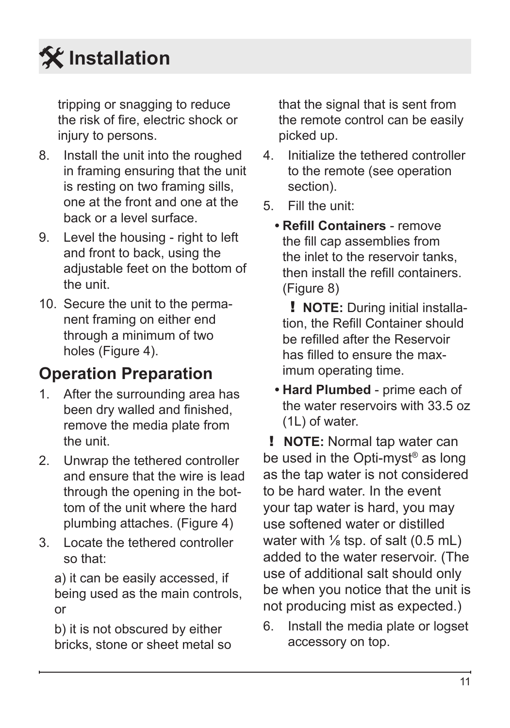# Installation

tripping or snagging to reduce the risk of fire, electric shock or injury to persons.

8. Install the unit into the roughed in framing ensuring that the unit is resting on two framing sills, one at the front and one at the back or a level surface.
9. Level the housing - right to left and front to back, using the adjustable feet on the bottom of the unit.
10. Secure the unit to the permanent framing on either end through a minimum of two holes (Figure 4).

## Operation Preparation

1. After the surrounding area has been dry walled and finished, remove the media plate from the unit.
2. Unwrap the tethered controller and ensure that the wire is lead through the opening in the bottom of the unit where the hard plumbing attaches. (Figure 4)
3. Locate the tethered controller so that:

   a) it can be easily accessed, if being used as the main controls, or

   b) it is not obscured by either bricks, stone or sheet metal so that the signal that is sent from the remote control can be easily picked up.
4. Initialize the tethered controller to the remote (see operation section).
5. Fill the unit:
   - **Refill Containers** - remove the fill cap assemblies from the inlet to the reservoir tanks, then install the refill containers. (Figure 8)

     **! NOTE:** During initial installation, the Refill Container should be refilled after the Reservoir has filled to ensure the maximum operating time.
   - **Hard Plumbed** - prime each of the water reservoirs with 33.5 oz (1L) of water.

**! NOTE:** Normal tap water can be used in the Opti-myst® as long as the tap water is not considered to be hard water. In the event your tap water is hard, you may use softened water or distilled water with ⅛ tsp. of salt (0.5 mL) added to the water reservoir. (The use of additional salt should only be when you notice that the unit is not producing mist as expected.)

6. Install the media plate or logset accessory on top.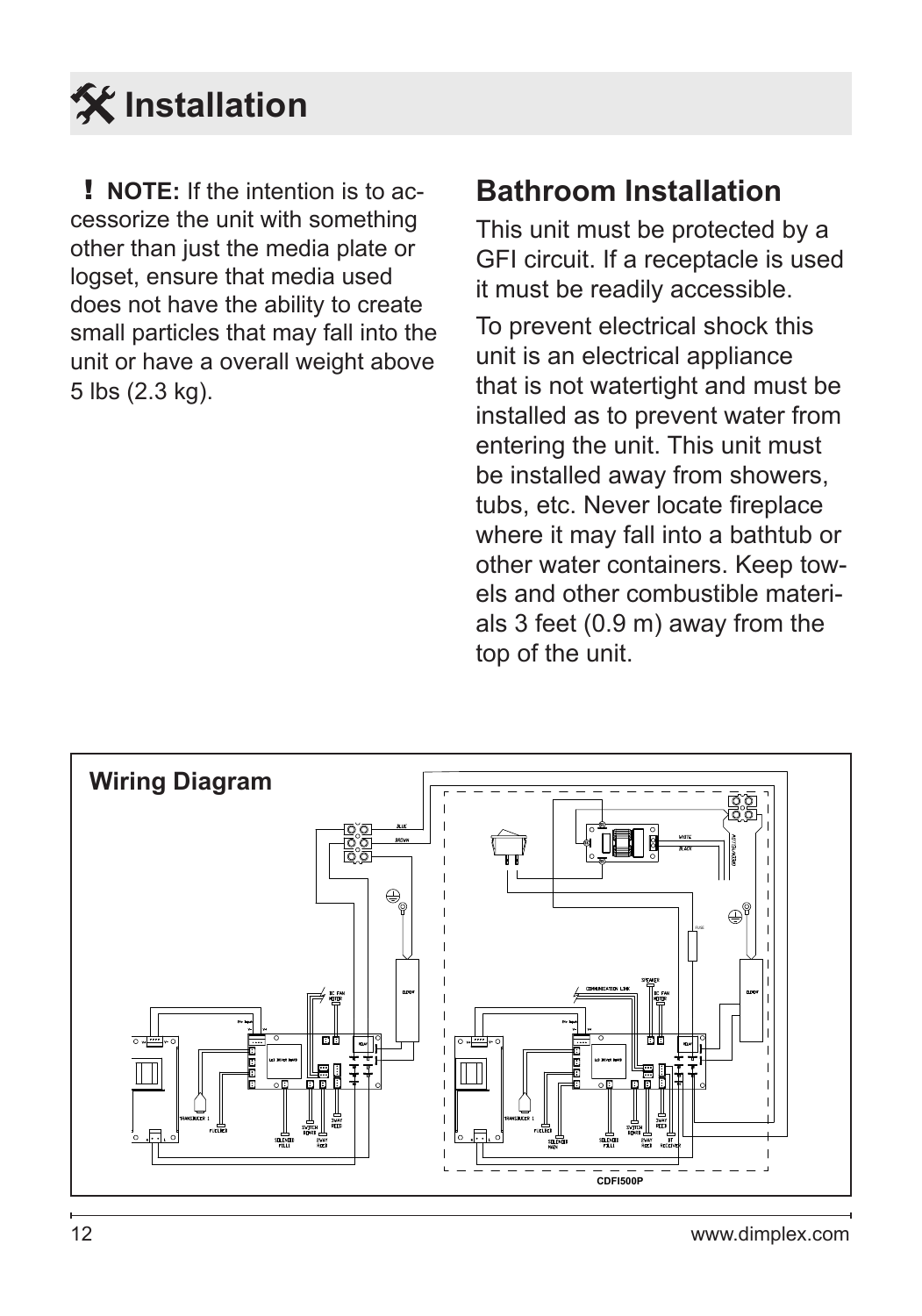# Installation

**! NOTE:** If the intention is to accessorize the unit with something other than just the media plate or logset, ensure that media used does not have the ability to create small particles that may fall into the unit or have a overall weight above 5 lbs (2.3 kg).

## Bathroom Installation

This unit must be protected by a GFI circuit. If a receptacle is used it must be readily accessible.

To prevent electrical shock this unit is an electrical appliance that is not watertight and must be installed as to prevent water from entering the unit. This unit must be installed away from showers, tubs, etc. Never locate fireplace where it may fall into a bathtub or other water containers. Keep towels and other combustible materials 3 feet (0.9 m) away from the top of the unit.

**Wiring Diagram**

CDFI500P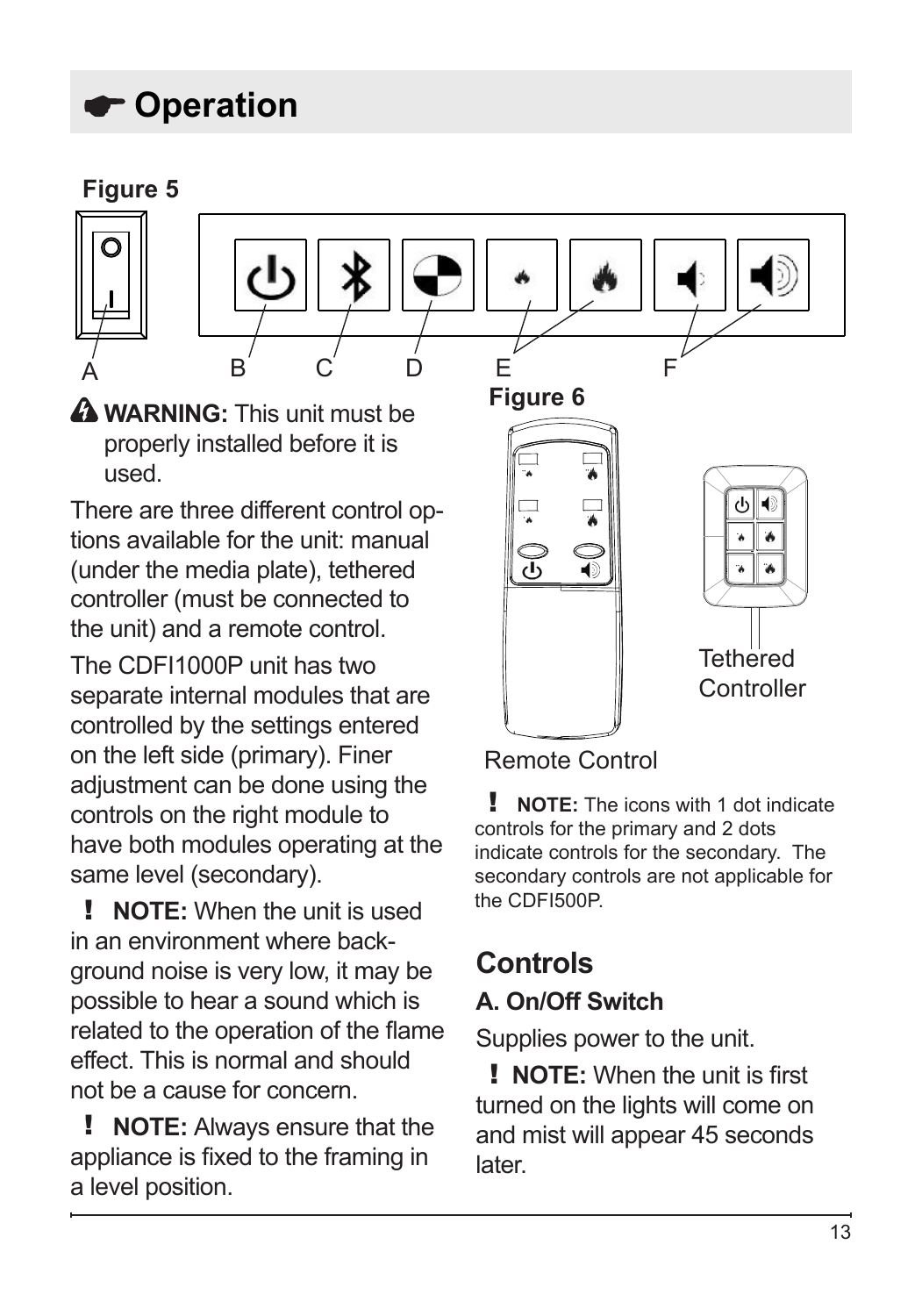# Operation

**Figure 5**

A B C D E F

**Figure 6**

Remote Control

Tethered Controller

**WARNING:** This unit must be properly installed before it is used.

There are three different control options available for the unit: manual (under the media plate), tethered controller (must be connected to the unit) and a remote control.

The CDFI1000P unit has two separate internal modules that are controlled by the settings entered on the left side (primary). Finer adjustment can be done using the controls on the right module to have both modules operating at the same level (secondary).

**! NOTE:** When the unit is used in an environment where background noise is very low, it may be possible to hear a sound which is related to the operation of the flame effect. This is normal and should not be a cause for concern.

**! NOTE:** Always ensure that the appliance is fixed to the framing in a level position.

**! NOTE:** The icons with 1 dot indicate controls for the primary and 2 dots indicate controls for the secondary. The secondary controls are not applicable for the CDFI500P.

## Controls

### A. On/Off Switch

Supplies power to the unit.

**! NOTE:** When the unit is first turned on the lights will come on and mist will appear 45 seconds later.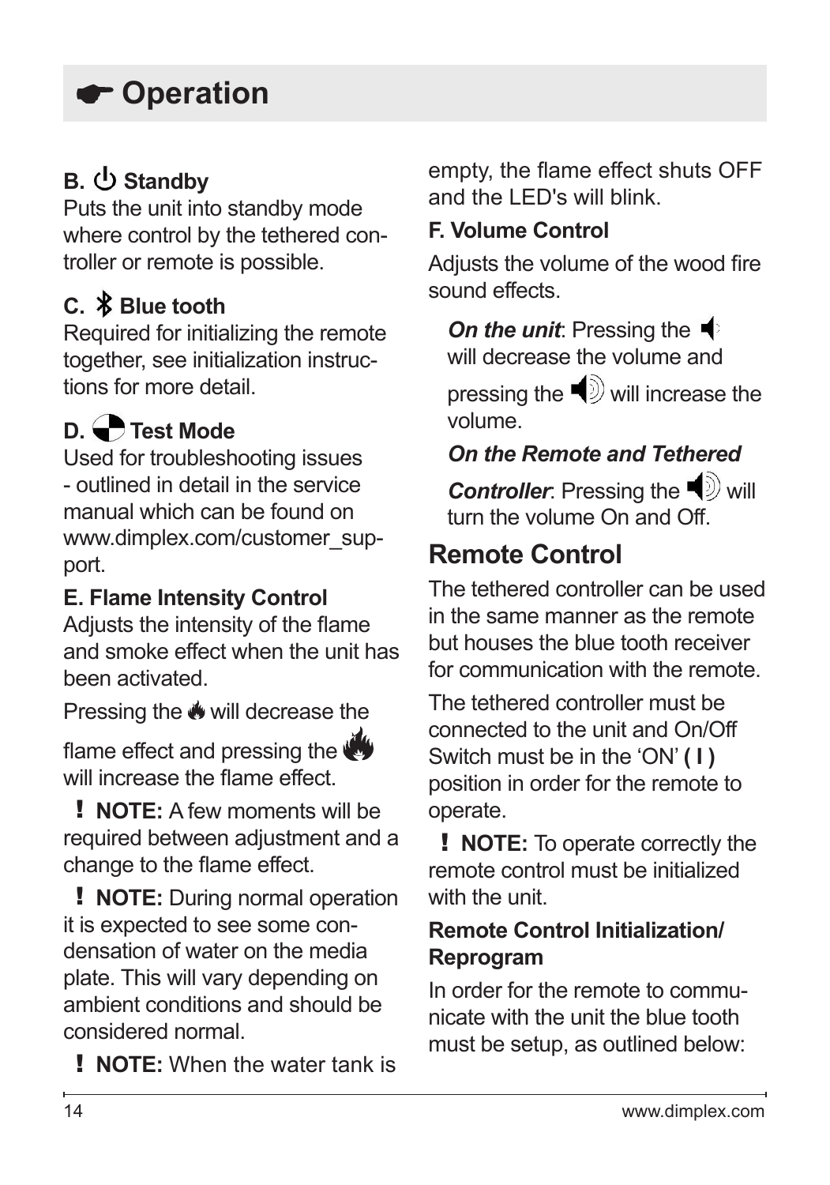# ☛ Operation

**B. ⏻ Standby**
Puts the unit into standby mode where control by the tethered controller or remote is possible.

**C. Blue tooth**
Required for initializing the remote together, see initialization instructions for more detail.

**D. Test Mode**
Used for troubleshooting issues - outlined in detail in the service manual which can be found on www.dimplex.com/customer_support.

**E. Flame Intensity Control**
Adjusts the intensity of the flame and smoke effect when the unit has been activated.

Pressing the 🔥 will decrease the flame effect and pressing the 🔥 will increase the flame effect.

**! NOTE:** A few moments will be required between adjustment and a change to the flame effect.

**! NOTE:** During normal operation it is expected to see some condensation of water on the media plate. This will vary depending on ambient conditions and should be considered normal.

**! NOTE:** When the water tank is empty, the flame effect shuts OFF and the LED's will blink.

**F. Volume Control**

Adjusts the volume of the wood fire sound effects.

***On the unit***: Pressing the 🔈 will decrease the volume and pressing the 🔊 will increase the volume.

***On the Remote and Tethered Controller***: Pressing the 🔊 will turn the volume On and Off.

## Remote Control

The tethered controller can be used in the same manner as the remote but houses the blue tooth receiver for communication with the remote.

The tethered controller must be connected to the unit and On/Off Switch must be in the 'ON' **( I )** position in order for the remote to operate.

**! NOTE:** To operate correctly the remote control must be initialized with the unit.

**Remote Control Initialization/ Reprogram**

In order for the remote to communicate with the unit the blue tooth must be setup, as outlined below: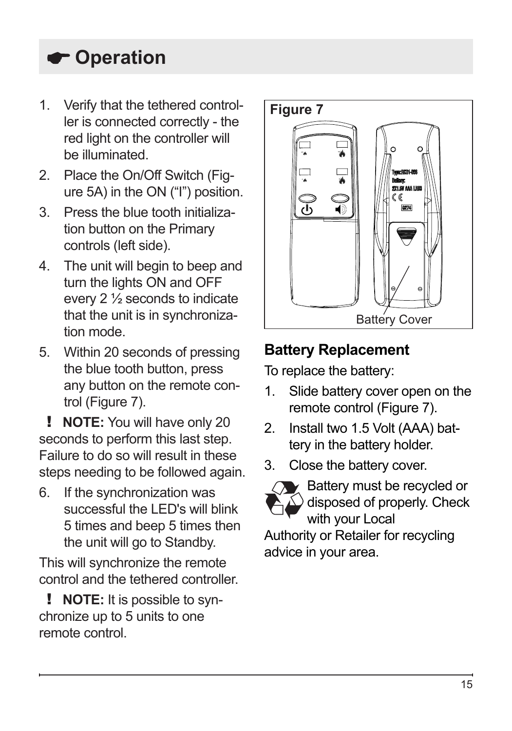# ☛ Operation

1. Verify that the tethered controller is connected correctly - the red light on the controller will be illuminated.
2. Place the On/Off Switch (Figure 5A) in the ON ("I") position.
3. Press the blue tooth initialization button on the Primary controls (left side).
4. The unit will begin to beep and turn the lights ON and OFF every 2 ½ seconds to indicate that the unit is in synchronization mode.
5. Within 20 seconds of pressing the blue tooth button, press any button on the remote control (Figure 7).

**! NOTE:** You will have only 20 seconds to perform this last step. Failure to do so will result in these steps needing to be followed again.

6. If the synchronization was successful the LED's will blink 5 times and beep 5 times then the unit will go to Standby.

This will synchronize the remote control and the tethered controller.

**! NOTE:** It is possible to synchronize up to 5 units to one remote control.

**Figure 7**

Battery Cover

## Battery Replacement

To replace the battery:

1. Slide battery cover open on the remote control (Figure 7).
2. Install two 1.5 Volt (AAA) battery in the battery holder.
3. Close the battery cover.

Battery must be recycled or disposed of properly. Check with your Local Authority or Retailer for recycling advice in your area.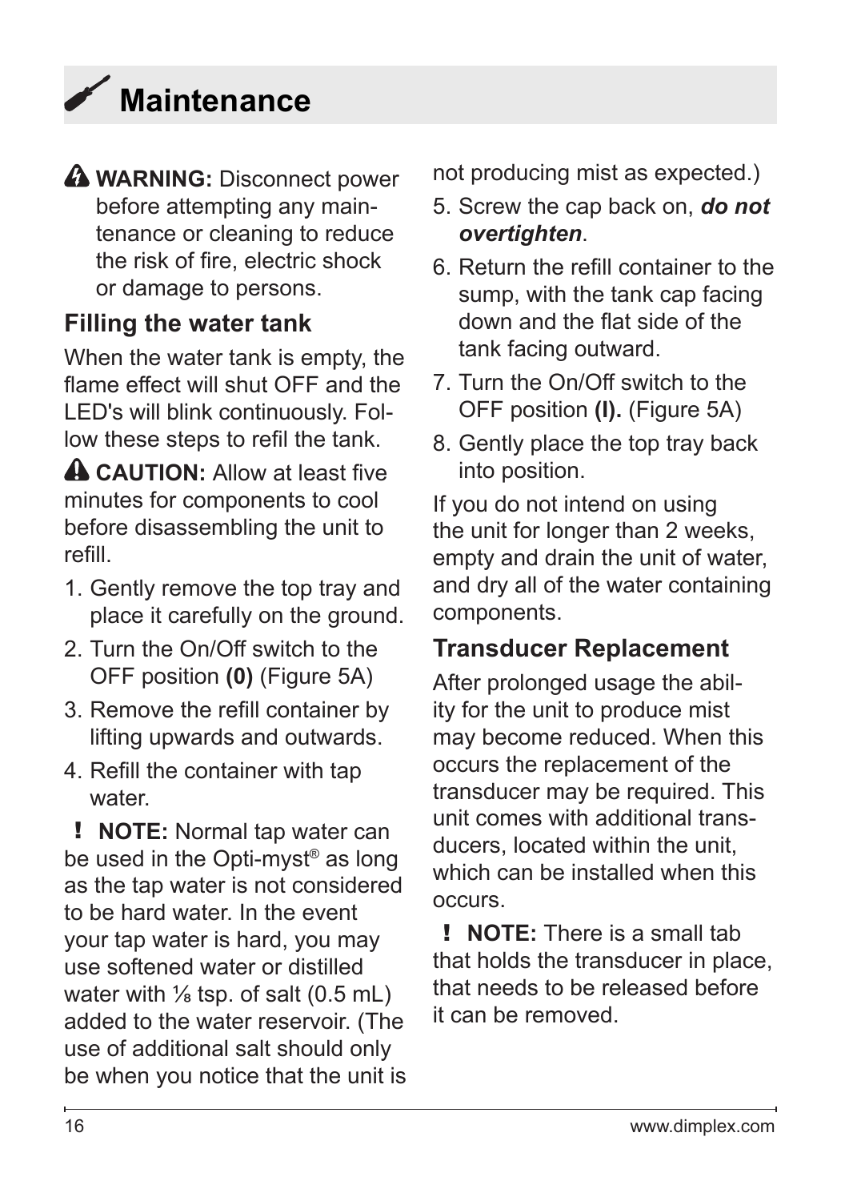# Maintenance

⚠ **WARNING:** Disconnect power before attempting any maintenance or cleaning to reduce the risk of fire, electric shock or damage to persons.

## Filling the water tank

When the water tank is empty, the flame effect will shut OFF and the LED's will blink continuously. Follow these steps to refil the tank.

⚠ **CAUTION:** Allow at least five minutes for components to cool before disassembling the unit to refill.

1. Gently remove the top tray and place it carefully on the ground.
2. Turn the On/Off switch to the OFF position **(0)** (Figure 5A)
3. Remove the refill container by lifting upwards and outwards.
4. Refill the container with tap water.

**! NOTE:** Normal tap water can be used in the Opti-myst® as long as the tap water is not considered to be hard water. In the event your tap water is hard, you may use softened water or distilled water with ⅛ tsp. of salt (0.5 mL) added to the water reservoir. (The use of additional salt should only be when you notice that the unit is not producing mist as expected.)

5. Screw the cap back on, ***do not overtighten***.
6. Return the refill container to the sump, with the tank cap facing down and the flat side of the tank facing outward.
7. Turn the On/Off switch to the OFF position **(I).** (Figure 5A)
8. Gently place the top tray back into position.

If you do not intend on using the unit for longer than 2 weeks, empty and drain the unit of water, and dry all of the water containing components.

## Transducer Replacement

After prolonged usage the ability for the unit to produce mist may become reduced. When this occurs the replacement of the transducer may be required. This unit comes with additional transducers, located within the unit, which can be installed when this occurs.

**! NOTE:** There is a small tab that holds the transducer in place, that needs to be released before it can be removed.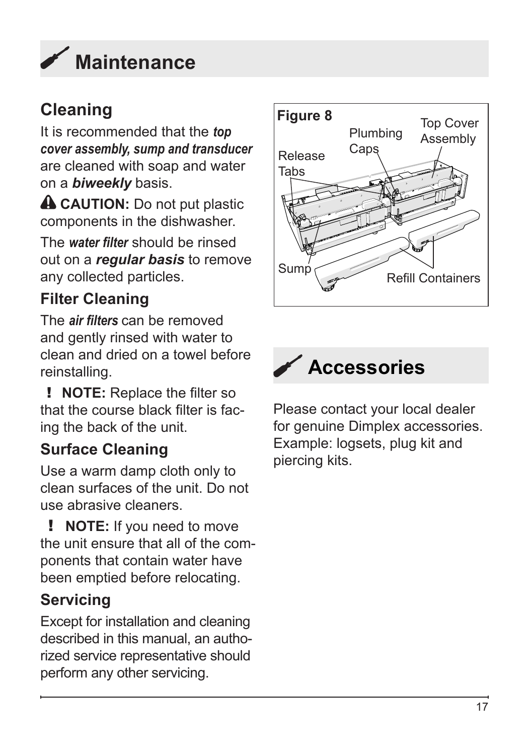# Maintenance

## Cleaning

It is recommended that the ***top cover assembly, sump and transducer*** are cleaned with soap and water on a ***biweekly*** basis.

⚠ **CAUTION:** Do not put plastic components in the dishwasher.

The ***water filter*** should be rinsed out on a ***regular basis*** to remove any collected particles.

## Filter Cleaning

The ***air filters*** can be removed and gently rinsed with water to clean and dried on a towel before reinstalling.

**! NOTE:** Replace the filter so that the course black filter is facing the back of the unit.

## Surface Cleaning

Use a warm damp cloth only to clean surfaces of the unit. Do not use abrasive cleaners.

**! NOTE:** If you need to move the unit ensure that all of the components that contain water have been emptied before relocating.

## Servicing

Except for installation and cleaning described in this manual, an authorized service representative should perform any other servicing.

**Figure 8**

Release Tabs, Plumbing Caps, Top Cover Assembly, Sump, Refill Containers

# Accessories

Please contact your local dealer for genuine Dimplex accessories. Example: logsets, plug kit and piercing kits.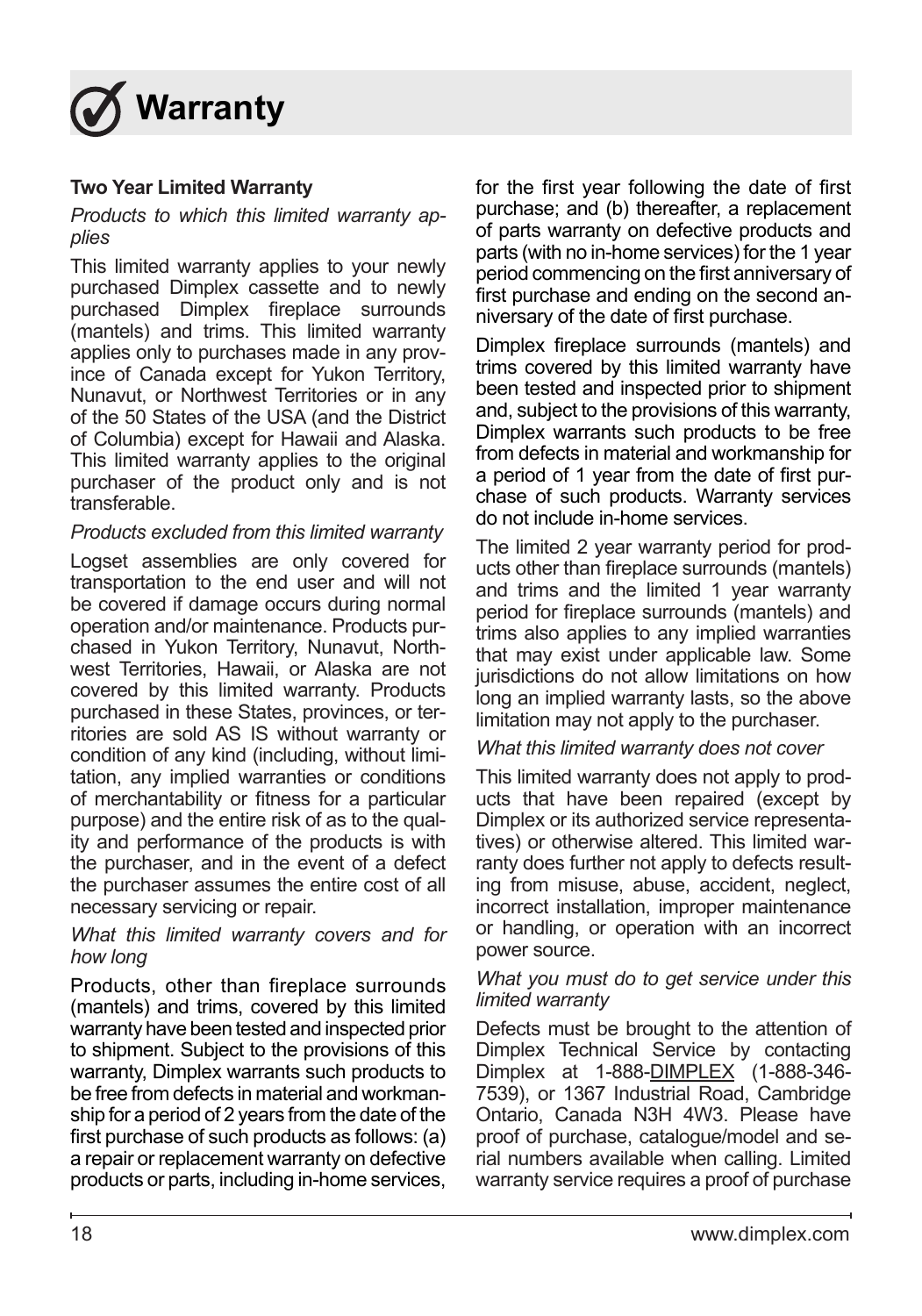# Warranty

**Two Year Limited Warranty**

*Products to which this limited warranty applies*

This limited warranty applies to your newly purchased Dimplex cassette and to newly purchased Dimplex fireplace surrounds (mantels) and trims. This limited warranty applies only to purchases made in any province of Canada except for Yukon Territory, Nunavut, or Northwest Territories or in any of the 50 States of the USA (and the District of Columbia) except for Hawaii and Alaska. This limited warranty applies to the original purchaser of the product only and is not transferable.

*Products excluded from this limited warranty*

Logset assemblies are only covered for transportation to the end user and will not be covered if damage occurs during normal operation and/or maintenance. Products purchased in Yukon Territory, Nunavut, Northwest Territories, Hawaii, or Alaska are not covered by this limited warranty. Products purchased in these States, provinces, or territories are sold AS IS without warranty or condition of any kind (including, without limitation, any implied warranties or conditions of merchantability or fitness for a particular purpose) and the entire risk of as to the quality and performance of the products is with the purchaser, and in the event of a defect the purchaser assumes the entire cost of all necessary servicing or repair.

*What this limited warranty covers and for how long*

Products, other than fireplace surrounds (mantels) and trims, covered by this limited warranty have been tested and inspected prior to shipment. Subject to the provisions of this warranty, Dimplex warrants such products to be free from defects in material and workmanship for a period of 2 years from the date of the first purchase of such products as follows: (a) a repair or replacement warranty on defective products or parts, including in-home services, for the first year following the date of first purchase; and (b) thereafter, a replacement of parts warranty on defective products and parts (with no in-home services) for the 1 year period commencing on the first anniversary of first purchase and ending on the second anniversary of the date of first purchase.

Dimplex fireplace surrounds (mantels) and trims covered by this limited warranty have been tested and inspected prior to shipment and, subject to the provisions of this warranty, Dimplex warrants such products to be free from defects in material and workmanship for a period of 1 year from the date of first purchase of such products. Warranty services do not include in-home services.

The limited 2 year warranty period for products other than fireplace surrounds (mantels) and trims and the limited 1 year warranty period for fireplace surrounds (mantels) and trims also applies to any implied warranties that may exist under applicable law. Some jurisdictions do not allow limitations on how long an implied warranty lasts, so the above limitation may not apply to the purchaser.

*What this limited warranty does not cover*

This limited warranty does not apply to products that have been repaired (except by Dimplex or its authorized service representatives) or otherwise altered. This limited warranty does further not apply to defects resulting from misuse, abuse, accident, neglect, incorrect installation, improper maintenance or handling, or operation with an incorrect power source.

*What you must do to get service under this limited warranty*

Defects must be brought to the attention of Dimplex Technical Service by contacting Dimplex at 1-888-DIMPLEX (1-888-346-7539), or 1367 Industrial Road, Cambridge Ontario, Canada N3H 4W3. Please have proof of purchase, catalogue/model and serial numbers available when calling. Limited warranty service requires a proof of purchase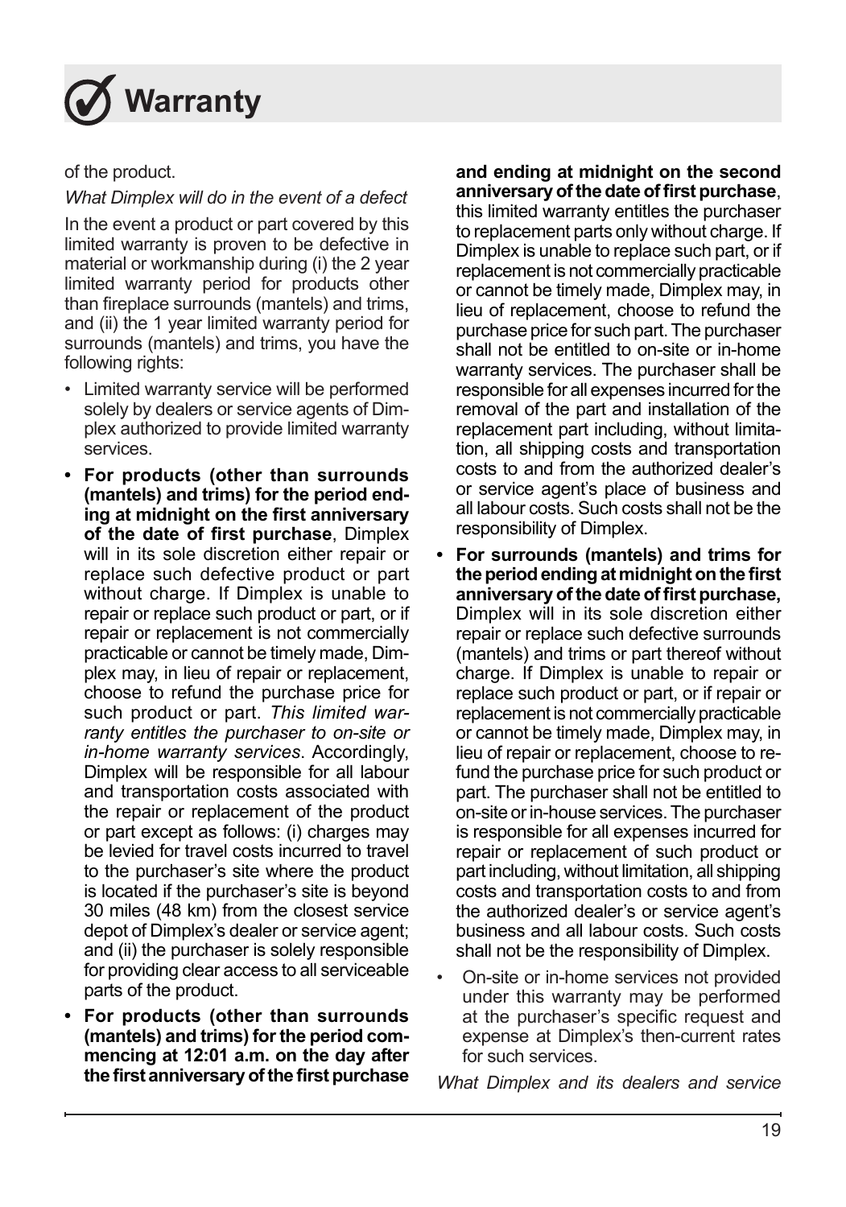# Warranty

of the product.

*What Dimplex will do in the event of a defect*

In the event a product or part covered by this limited warranty is proven to be defective in material or workmanship during (i) the 2 year limited warranty period for products other than fireplace surrounds (mantels) and trims, and (ii) the 1 year limited warranty period for surrounds (mantels) and trims, you have the following rights:

- Limited warranty service will be performed solely by dealers or service agents of Dimplex authorized to provide limited warranty services.
- **For products (other than surrounds (mantels) and trims) for the period ending at midnight on the first anniversary of the date of first purchase**, Dimplex will in its sole discretion either repair or replace such defective product or part without charge. If Dimplex is unable to repair or replace such product or part, or if repair or replacement is not commercially practicable or cannot be timely made, Dimplex may, in lieu of repair or replacement, choose to refund the purchase price for such product or part. *This limited warranty entitles the purchaser to on-site or in-home warranty services*. Accordingly, Dimplex will be responsible for all labour and transportation costs associated with the repair or replacement of the product or part except as follows: (i) charges may be levied for travel costs incurred to travel to the purchaser's site where the product is located if the purchaser's site is beyond 30 miles (48 km) from the closest service depot of Dimplex's dealer or service agent; and (ii) the purchaser is solely responsible for providing clear access to all serviceable parts of the product.
- **For products (other than surrounds (mantels) and trims) for the period commencing at 12:01 a.m. on the day after the first anniversary of the first purchase and ending at midnight on the second anniversary of the date of first purchase**, this limited warranty entitles the purchaser to replacement parts only without charge. If Dimplex is unable to replace such part, or if replacement is not commercially practicable or cannot be timely made, Dimplex may, in lieu of replacement, choose to refund the purchase price for such part. The purchaser shall not be entitled to on-site or in-home warranty services. The purchaser shall be responsible for all expenses incurred for the removal of the part and installation of the replacement part including, without limitation, all shipping costs and transportation costs to and from the authorized dealer's or service agent's place of business and all labour costs. Such costs shall not be the responsibility of Dimplex.
- **For surrounds (mantels) and trims for the period ending at midnight on the first anniversary of the date of first purchase,** Dimplex will in its sole discretion either repair or replace such defective surrounds (mantels) and trims or part thereof without charge. If Dimplex is unable to repair or replace such product or part, or if repair or replacement is not commercially practicable or cannot be timely made, Dimplex may, in lieu of repair or replacement, choose to refund the purchase price for such product or part. The purchaser shall not be entitled to on-site or in-house services. The purchaser is responsible for all expenses incurred for repair or replacement of such product or part including, without limitation, all shipping costs and transportation costs to and from the authorized dealer's or service agent's business and all labour costs. Such costs shall not be the responsibility of Dimplex.
- On-site or in-home services not provided under this warranty may be performed at the purchaser's specific request and expense at Dimplex's then-current rates for such services.

*What Dimplex and its dealers and service*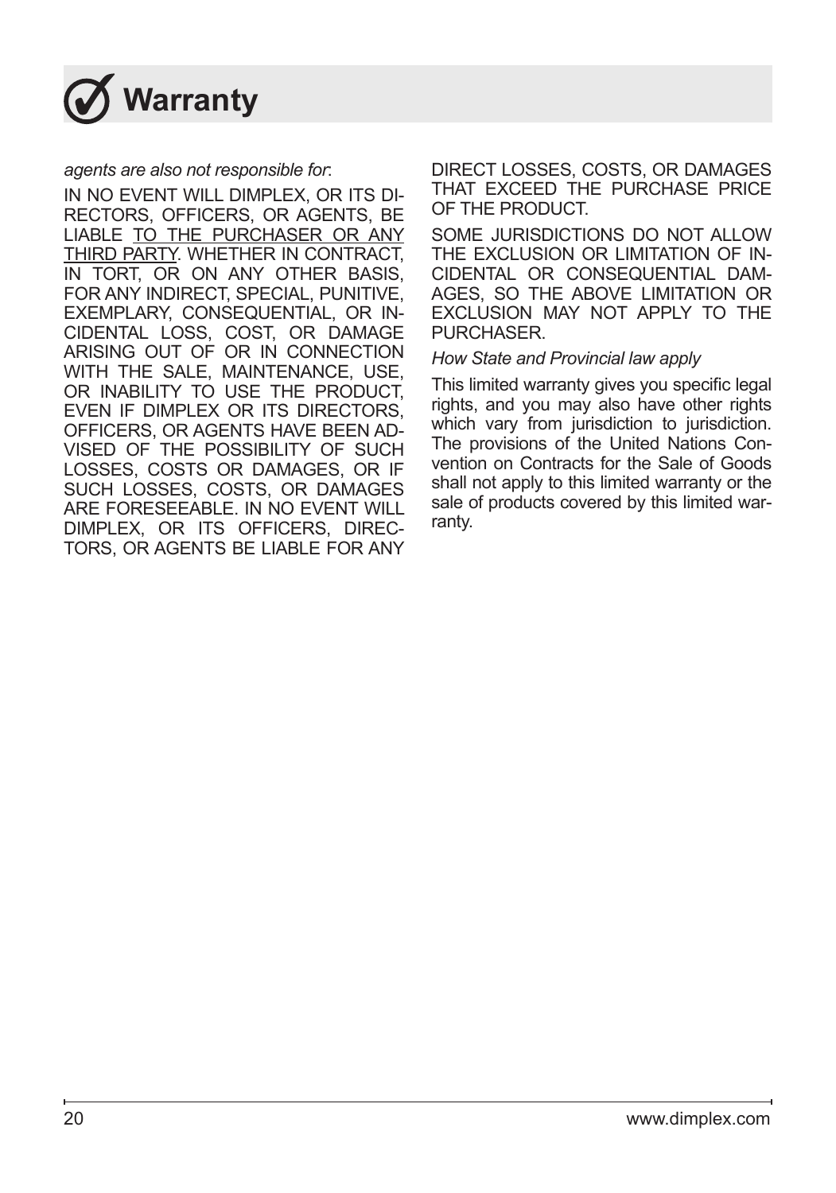# Warranty

*agents are also not responsible for*:

IN NO EVENT WILL DIMPLEX, OR ITS DIRECTORS, OFFICERS, OR AGENTS, BE LIABLE <u>TO THE PURCHASER OR ANY THIRD PARTY</u>. WHETHER IN CONTRACT, IN TORT, OR ON ANY OTHER BASIS, FOR ANY INDIRECT, SPECIAL, PUNITIVE, EXEMPLARY, CONSEQUENTIAL, OR INCIDENTAL LOSS, COST, OR DAMAGE ARISING OUT OF OR IN CONNECTION WITH THE SALE, MAINTENANCE, USE, OR INABILITY TO USE THE PRODUCT, EVEN IF DIMPLEX OR ITS DIRECTORS, OFFICERS, OR AGENTS HAVE BEEN ADVISED OF THE POSSIBILITY OF SUCH LOSSES, COSTS OR DAMAGES, OR IF SUCH LOSSES, COSTS, OR DAMAGES ARE FORESEEABLE. IN NO EVENT WILL DIMPLEX, OR ITS OFFICERS, DIRECTORS, OR AGENTS BE LIABLE FOR ANY DIRECT LOSSES, COSTS, OR DAMAGES THAT EXCEED THE PURCHASE PRICE OF THE PRODUCT.

SOME JURISDICTIONS DO NOT ALLOW THE EXCLUSION OR LIMITATION OF INCIDENTAL OR CONSEQUENTIAL DAMAGES, SO THE ABOVE LIMITATION OR EXCLUSION MAY NOT APPLY TO THE PURCHASER.

*How State and Provincial law apply*

This limited warranty gives you specific legal rights, and you may also have other rights which vary from jurisdiction to jurisdiction. The provisions of the United Nations Convention on Contracts for the Sale of Goods shall not apply to this limited warranty or the sale of products covered by this limited warranty.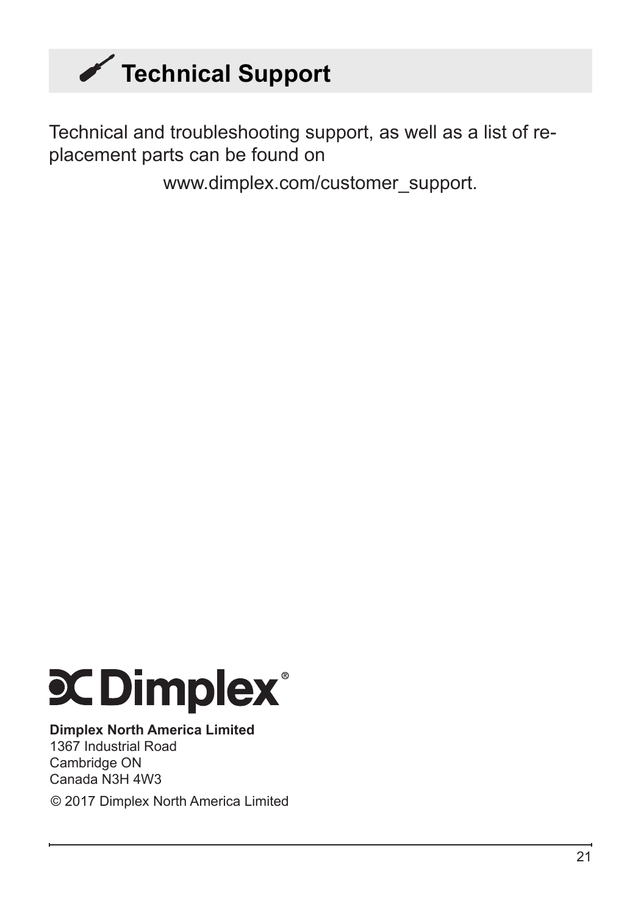## Technical Support

Technical and troubleshooting support, as well as a list of replacement parts can be found on

www.dimplex.com/customer_support.

Dimplex®

**Dimplex North America Limited**
1367 Industrial Road
Cambridge ON
Canada N3H 4W3

© 2017 Dimplex North America Limited